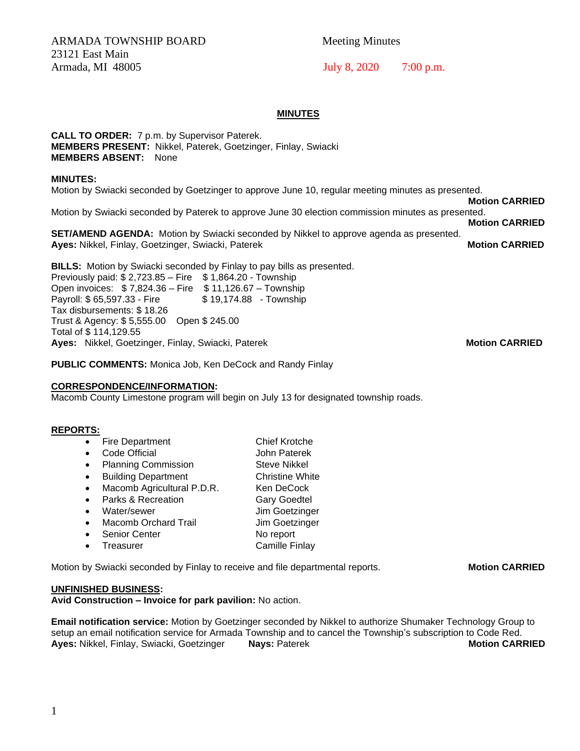ARMADA TOWNSHIP BOARD
23121 East Main
Armada, MI 48005

Meeting Minutes

July 8, 2020 7:00 p.m.

## MINUTES

**CALL TO ORDER:** 7 p.m. by Supervisor Paterek.
**MEMBERS PRESENT:** Nikkel, Paterek, Goetzinger, Finlay, Swiacki
**MEMBERS ABSENT:** None

**MINUTES:**
Motion by Swiacki seconded by Goetzinger to approve June 10, regular meeting minutes as presented.
**Motion CARRIED**

Motion by Swiacki seconded by Paterek to approve June 30 election commission minutes as presented.
**Motion CARRIED**

**SET/AMEND AGENDA:** Motion by Swiacki seconded by Nikkel to approve agenda as presented.
**Ayes:** Nikkel, Finlay, Goetzinger, Swiacki, Paterek **Motion CARRIED**

**BILLS:** Motion by Swiacki seconded by Finlay to pay bills as presented.
Previously paid: $ 2,723.85 – Fire $ 1,864.20 - Township
Open invoices: $ 7,824.36 – Fire $ 11,126.67 – Township
Payroll: $ 65,597.33 - Fire $ 19,174.88 - Township
Tax disbursements: $ 18.26
Trust & Agency: $ 5,555.00 Open $ 245.00
Total of $ 114,129.55
**Ayes:** Nikkel, Goetzinger, Finlay, Swiacki, Paterek **Motion CARRIED**

**PUBLIC COMMENTS:** Monica Job, Ken DeCock and Randy Finlay

**CORRESPONDENCE/INFORMATION:**
Macomb County Limestone program will begin on July 13 for designated township roads.

**REPORTS:**

- Fire Department — Chief Krotche
- Code Official — John Paterek
- Planning Commission — Steve Nikkel
- Building Department — Christine White
- Macomb Agricultural P.D.R. — Ken DeCock
- Parks & Recreation — Gary Goedtel
- Water/sewer — Jim Goetzinger
- Macomb Orchard Trail — Jim Goetzinger
- Senior Center — No report
- Treasurer — Camille Finlay

Motion by Swiacki seconded by Finlay to receive and file departmental reports. **Motion CARRIED**

**UNFINISHED BUSINESS:**
**Avid Construction – Invoice for park pavilion:** No action.

**Email notification service:** Motion by Goetzinger seconded by Nikkel to authorize Shumaker Technology Group to setup an email notification service for Armada Township and to cancel the Township's subscription to Code Red.
**Ayes:** Nikkel, Finlay, Swiacki, Goetzinger **Nays:** Paterek **Motion CARRIED**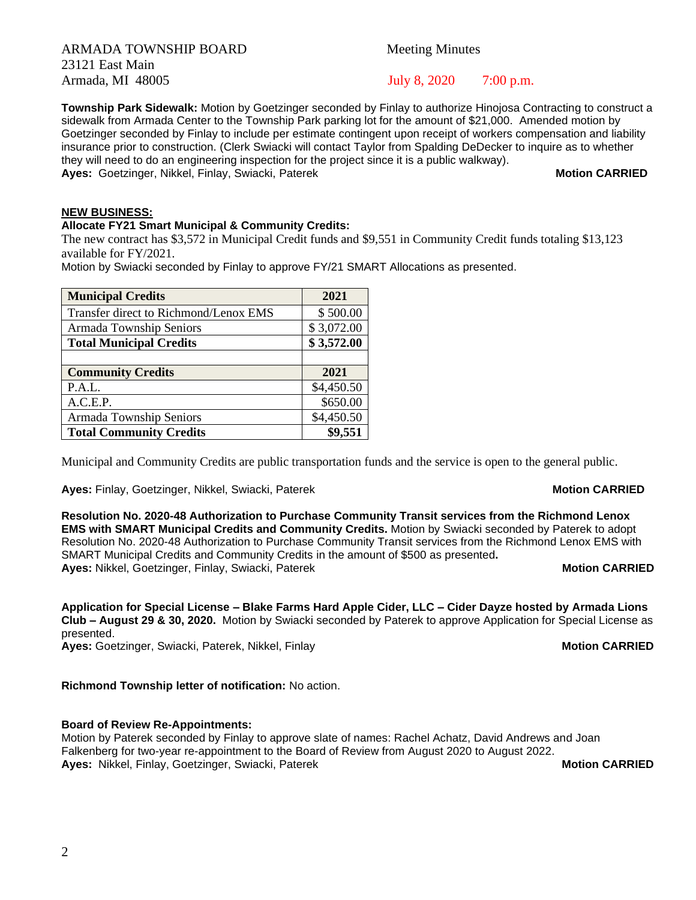ARMADA TOWNSHIP BOARD Meeting Minutes
23121 East Main
Armada, MI 48005 July 8, 2020 7:00 p.m.

**Township Park Sidewalk:** Motion by Goetzinger seconded by Finlay to authorize Hinojosa Contracting to construct a sidewalk from Armada Center to the Township Park parking lot for the amount of $21,000. Amended motion by Goetzinger seconded by Finlay to include per estimate contingent upon receipt of workers compensation and liability insurance prior to construction. (Clerk Swiacki will contact Taylor from Spalding DeDecker to inquire as to whether they will need to do an engineering inspection for the project since it is a public walkway).
**Ayes:** Goetzinger, Nikkel, Finlay, Swiacki, Paterek **Motion CARRIED**

## NEW BUSINESS:

**Allocate FY21 Smart Municipal & Community Credits:**
The new contract has $3,572 in Municipal Credit funds and $9,551 in Community Credit funds totaling $13,123 available for FY/2021.
Motion by Swiacki seconded by Finlay to approve FY/21 SMART Allocations as presented.

| Municipal Credits | 2021 |
|---|---|
| Transfer direct to Richmond/Lenox EMS | $ 500.00 |
| Armada Township Seniors | $ 3,072.00 |
| **Total Municipal Credits** | **$ 3,572.00** |
| | |
| **Community Credits** | **2021** |
| P.A.L. | $4,450.50 |
| A.C.E.P. | $650.00 |
| Armada Township Seniors | $4,450.50 |
| **Total Community Credits** | **$9,551** |

Municipal and Community Credits are public transportation funds and the service is open to the general public.

**Ayes:** Finlay, Goetzinger, Nikkel, Swiacki, Paterek **Motion CARRIED**

**Resolution No. 2020-48 Authorization to Purchase Community Transit services from the Richmond Lenox EMS with SMART Municipal Credits and Community Credits.** Motion by Swiacki seconded by Paterek to adopt Resolution No. 2020-48 Authorization to Purchase Community Transit services from the Richmond Lenox EMS with SMART Municipal Credits and Community Credits in the amount of $500 as presented**.**
**Ayes:** Nikkel, Goetzinger, Finlay, Swiacki, Paterek **Motion CARRIED**

**Application for Special License – Blake Farms Hard Apple Cider, LLC – Cider Dayze hosted by Armada Lions Club – August 29 & 30, 2020.** Motion by Swiacki seconded by Paterek to approve Application for Special License as presented.
**Ayes:** Goetzinger, Swiacki, Paterek, Nikkel, Finlay **Motion CARRIED**

**Richmond Township letter of notification:** No action.

**Board of Review Re-Appointments:**
Motion by Paterek seconded by Finlay to approve slate of names: Rachel Achatz, David Andrews and Joan Falkenberg for two-year re-appointment to the Board of Review from August 2020 to August 2022.
**Ayes:** Nikkel, Finlay, Goetzinger, Swiacki, Paterek **Motion CARRIED**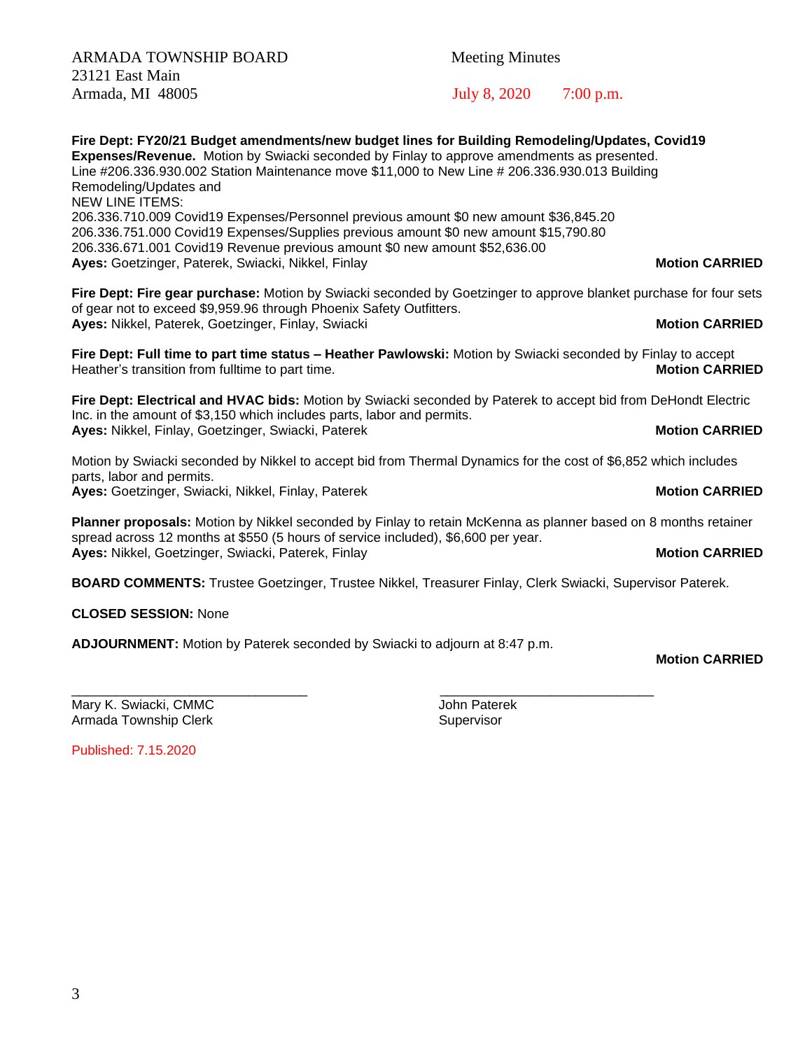ARMADA TOWNSHIP BOARD
23121 East Main
Armada, MI 48005

Meeting Minutes

July 8, 2020 7:00 p.m.

**Fire Dept: FY20/21 Budget amendments/new budget lines for Building Remodeling/Updates, Covid19 Expenses/Revenue.** Motion by Swiacki seconded by Finlay to approve amendments as presented.
Line #206.336.930.002 Station Maintenance move $11,000 to New Line # 206.336.930.013 Building Remodeling/Updates and
NEW LINE ITEMS:
206.336.710.009 Covid19 Expenses/Personnel previous amount $0 new amount $36,845.20
206.336.751.000 Covid19 Expenses/Supplies previous amount $0 new amount $15,790.80
206.336.671.001 Covid19 Revenue previous amount $0 new amount $52,636.00
**Ayes:** Goetzinger, Paterek, Swiacki, Nikkel, Finlay **Motion CARRIED**

**Fire Dept: Fire gear purchase:** Motion by Swiacki seconded by Goetzinger to approve blanket purchase for four sets of gear not to exceed $9,959.96 through Phoenix Safety Outfitters.
**Ayes:** Nikkel, Paterek, Goetzinger, Finlay, Swiacki **Motion CARRIED**

**Fire Dept: Full time to part time status – Heather Pawlowski:** Motion by Swiacki seconded by Finlay to accept Heather's transition from fulltime to part time. **Motion CARRIED**

**Fire Dept: Electrical and HVAC bids:** Motion by Swiacki seconded by Paterek to accept bid from DeHondt Electric Inc. in the amount of $3,150 which includes parts, labor and permits.
**Ayes:** Nikkel, Finlay, Goetzinger, Swiacki, Paterek **Motion CARRIED**

Motion by Swiacki seconded by Nikkel to accept bid from Thermal Dynamics for the cost of $6,852 which includes parts, labor and permits.
**Ayes:** Goetzinger, Swiacki, Nikkel, Finlay, Paterek **Motion CARRIED**

**Planner proposals:** Motion by Nikkel seconded by Finlay to retain McKenna as planner based on 8 months retainer spread across 12 months at $550 (5 hours of service included), $6,600 per year.
**Ayes:** Nikkel, Goetzinger, Swiacki, Paterek, Finlay **Motion CARRIED**

**BOARD COMMENTS:** Trustee Goetzinger, Trustee Nikkel, Treasurer Finlay, Clerk Swiacki, Supervisor Paterek.

**CLOSED SESSION:** None

**ADJOURNMENT:** Motion by Paterek seconded by Swiacki to adjourn at 8:47 p.m.

**Motion CARRIED**

\_\_\_\_\_\_\_\_\_\_\_\_\_\_\_\_\_\_\_\_\_\_\_\_\_\_\_\_\_\_\_\_
Mary K. Swiacki, CMMC
Armada Township Clerk

\_\_\_\_\_\_\_\_\_\_\_\_\_\_\_\_\_\_\_\_\_\_\_\_\_\_\_\_\_\_\_\_
John Paterek
Supervisor

Published: 7.15.2020